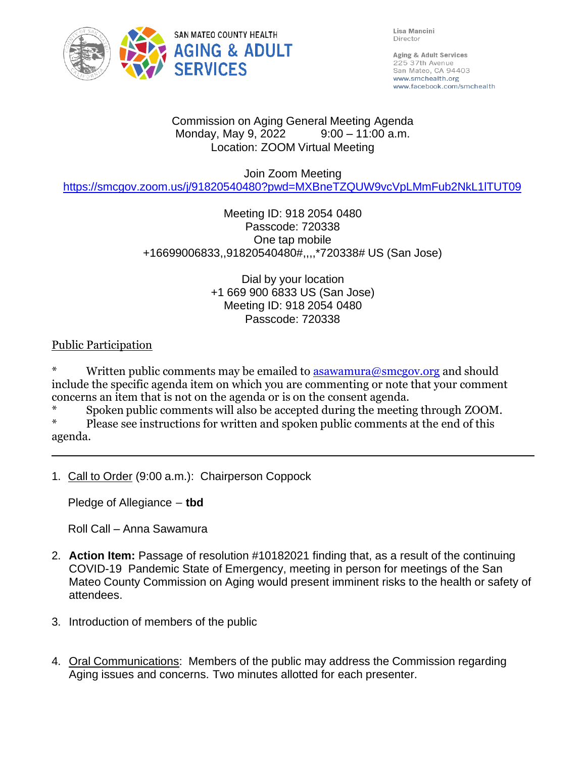SAN MATEO COUNTY HEALTH
**AGING & ADULT SERVICES**

Lisa Mancini
Director

Aging & Adult Services
225 37th Avenue
San Mateo, CA 94403
www.smchealth.org
www.facebook.com/smchealth

Commission on Aging General Meeting Agenda
Monday, May 9, 2022 9:00 – 11:00 a.m.
Location: ZOOM Virtual Meeting

Join Zoom Meeting
https://smcgov.zoom.us/j/91820540480?pwd=MXBneTZQUW9vcVpLMmFub2NkL1lTUT09

Meeting ID: 918 2054 0480
Passcode: 720338
One tap mobile
+16699006833,,91820540480#,,,,*720338# US (San Jose)

Dial by your location
+1 669 900 6833 US (San Jose)
Meeting ID: 918 2054 0480
Passcode: 720338

Public Participation

* Written public comments may be emailed to asawamura@smcgov.org and should include the specific agenda item on which you are commenting or note that your comment concerns an item that is not on the agenda or is on the consent agenda.
* Spoken public comments will also be accepted during the meeting through ZOOM.
* Please see instructions for written and spoken public comments at the end of this agenda.

---

1. Call to Order (9:00 a.m.): Chairperson Coppock

   Pledge of Allegiance – **tbd**

   Roll Call – Anna Sawamura

2. **Action Item:** Passage of resolution #10182021 finding that, as a result of the continuing COVID-19 Pandemic State of Emergency, meeting in person for meetings of the San Mateo County Commission on Aging would present imminent risks to the health or safety of attendees.

3. Introduction of members of the public

4. Oral Communications: Members of the public may address the Commission regarding Aging issues and concerns. Two minutes allotted for each presenter.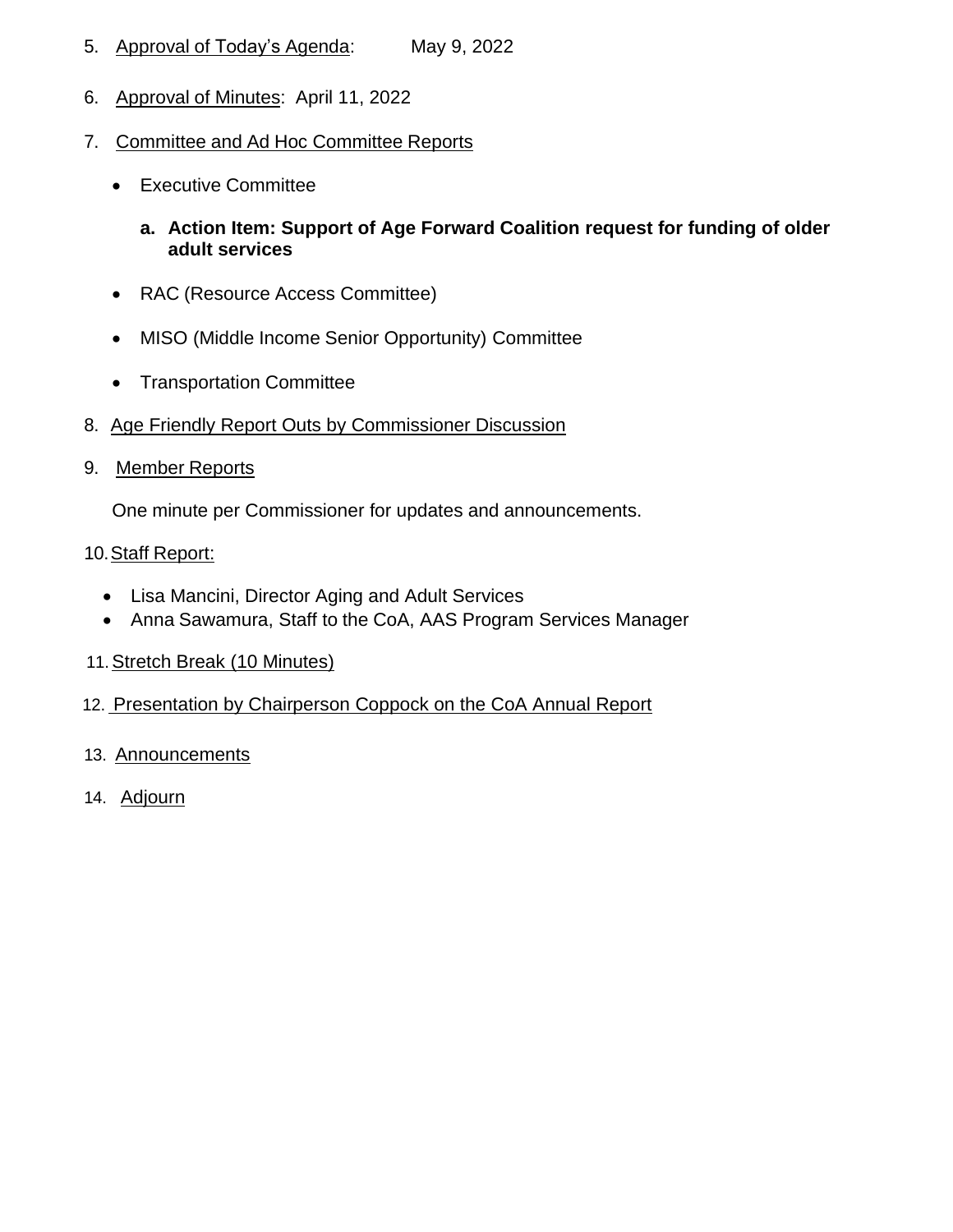5. Approval of Today's Agenda: May 9, 2022

6. Approval of Minutes: April 11, 2022

7. Committee and Ad Hoc Committee Reports

   - Executive Committee

     **a. Action Item: Support of Age Forward Coalition request for funding of older adult services**

   - RAC (Resource Access Committee)

   - MISO (Middle Income Senior Opportunity) Committee

   - Transportation Committee

8. Age Friendly Report Outs by Commissioner Discussion

9. Member Reports

   One minute per Commissioner for updates and announcements.

10. Staff Report:

    - Lisa Mancini, Director Aging and Adult Services
    - Anna Sawamura, Staff to the CoA, AAS Program Services Manager

11. Stretch Break (10 Minutes)

12. Presentation by Chairperson Coppock on the CoA Annual Report

13. Announcements

14. Adjourn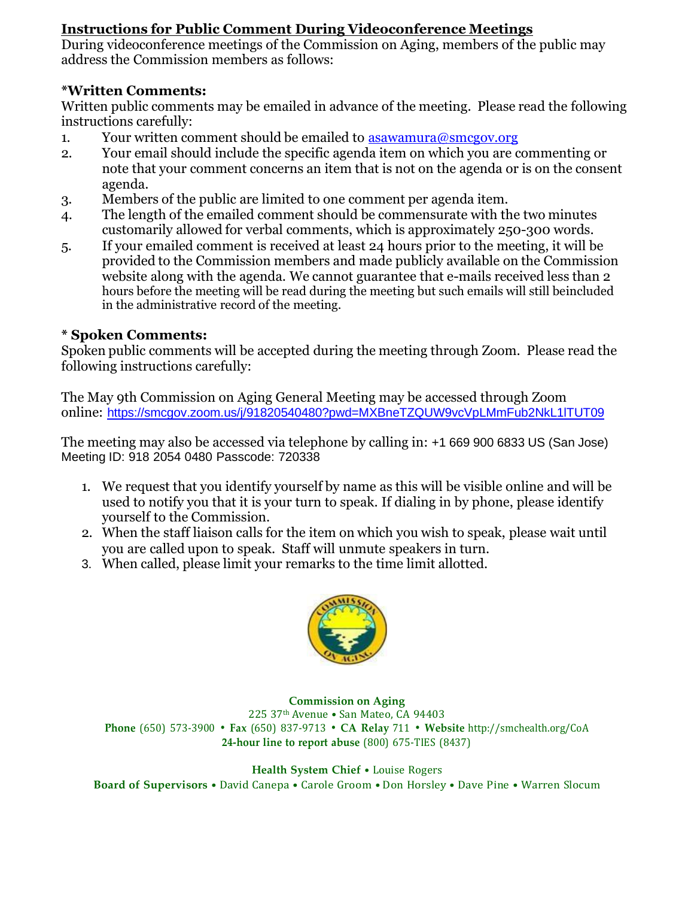## Instructions for Public Comment During Videoconference Meetings

During videoconference meetings of the Commission on Aging, members of the public may address the Commission members as follows:

### *Written Comments:

Written public comments may be emailed in advance of the meeting. Please read the following instructions carefully:

1. Your written comment should be emailed to asawamura@smcgov.org
2. Your email should include the specific agenda item on which you are commenting or note that your comment concerns an item that is not on the agenda or is on the consent agenda.
3. Members of the public are limited to one comment per agenda item.
4. The length of the emailed comment should be commensurate with the two minutes customarily allowed for verbal comments, which is approximately 250-300 words.
5. If your emailed comment is received at least 24 hours prior to the meeting, it will be provided to the Commission members and made publicly available on the Commission website along with the agenda. We cannot guarantee that e-mails received less than 2 hours before the meeting will be read during the meeting but such emails will still beincluded in the administrative record of the meeting.

### * Spoken Comments:

Spoken public comments will be accepted during the meeting through Zoom. Please read the following instructions carefully:

The May 9th Commission on Aging General Meeting may be accessed through Zoom online: https://smcgov.zoom.us/j/91820540480?pwd=MXBneTZQUW9vcVpLMmFub2NkL1lTUT09

The meeting may also be accessed via telephone by calling in: +1 669 900 6833 US (San Jose)
Meeting ID: 918 2054 0480 Passcode: 720338

1. We request that you identify yourself by name as this will be visible online and will be used to notify you that it is your turn to speak. If dialing in by phone, please identify yourself to the Commission.
2. When the staff liaison calls for the item on which you wish to speak, please wait until you are called upon to speak. Staff will unmute speakers in turn.
3. When called, please limit your remarks to the time limit allotted.

**Commission on Aging**
225 37th Avenue • San Mateo, CA 94403
**Phone** (650) 573-3900 • **Fax** (650) 837-9713 • **CA Relay** 711 • **Website** http://smchealth.org/CoA
**24-hour line to report abuse** (800) 675-TIES (8437)

**Health System Chief** • Louise Rogers
**Board of Supervisors** • David Canepa • Carole Groom • Don Horsley • Dave Pine • Warren Slocum